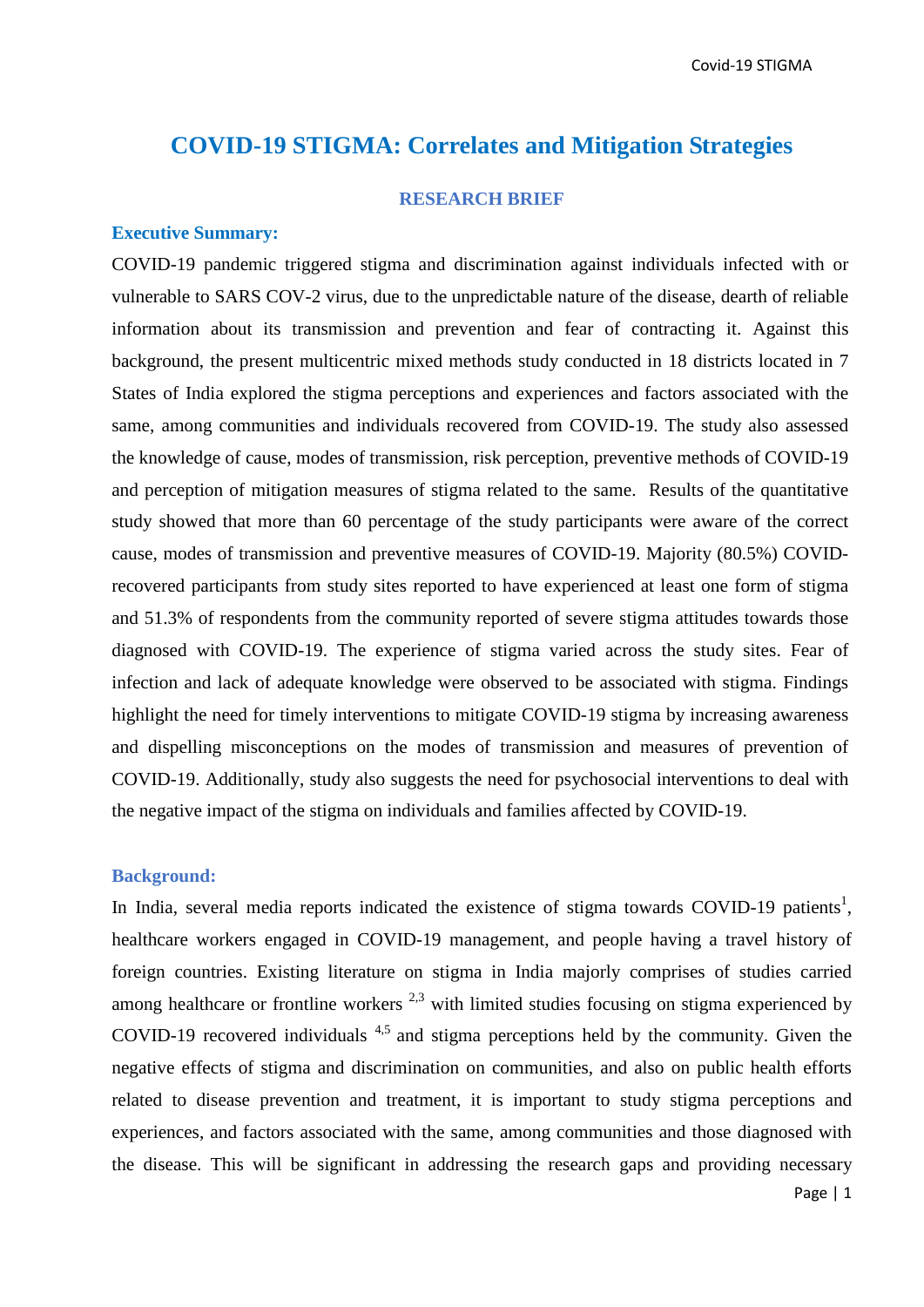# COVID-19 STIGMA: Correlates and Mitigation Strategies

## RESEARCH BRIEF

### Executive Summary:

COVID-19 pandemic triggered stigma and discrimination against individuals infected with or vulnerable to SARS COV-2 virus, due to the unpredictable nature of the disease, dearth of reliable information about its transmission and prevention and fear of contracting it. Against this background, the present multicentric mixed methods study conducted in 18 districts located in 7 States of India explored the stigma perceptions and experiences and factors associated with the same, among communities and individuals recovered from COVID-19. The study also assessed the knowledge of cause, modes of transmission, risk perception, preventive methods of COVID-19 and perception of mitigation measures of stigma related to the same. Results of the quantitative study showed that more than 60 percentage of the study participants were aware of the correct cause, modes of transmission and preventive measures of COVID-19. Majority (80.5%) COVID-recovered participants from study sites reported to have experienced at least one form of stigma and 51.3% of respondents from the community reported of severe stigma attitudes towards those diagnosed with COVID-19. The experience of stigma varied across the study sites. Fear of infection and lack of adequate knowledge were observed to be associated with stigma. Findings highlight the need for timely interventions to mitigate COVID-19 stigma by increasing awareness and dispelling misconceptions on the modes of transmission and measures of prevention of COVID-19. Additionally, study also suggests the need for psychosocial interventions to deal with the negative impact of the stigma on individuals and families affected by COVID-19.

### Background:

In India, several media reports indicated the existence of stigma towards COVID-19 patients[1], healthcare workers engaged in COVID-19 management, and people having a travel history of foreign countries. Existing literature on stigma in India majorly comprises of studies carried among healthcare or frontline workers [2,3] with limited studies focusing on stigma experienced by COVID-19 recovered individuals [4,5] and stigma perceptions held by the community. Given the negative effects of stigma and discrimination on communities, and also on public health efforts related to disease prevention and treatment, it is important to study stigma perceptions and experiences, and factors associated with the same, among communities and those diagnosed with the disease. This will be significant in addressing the research gaps and providing necessary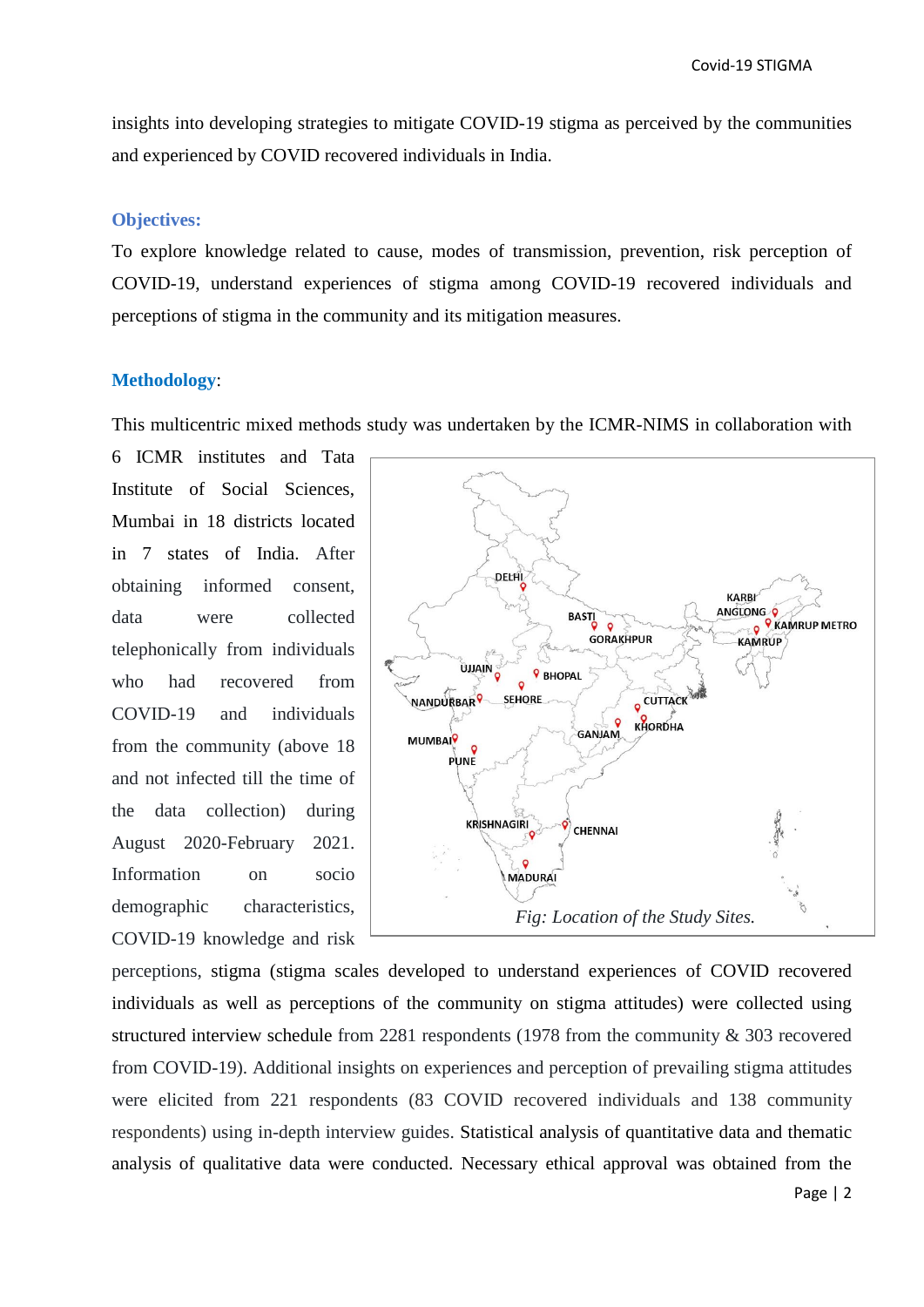insights into developing strategies to mitigate COVID-19 stigma as perceived by the communities and experienced by COVID recovered individuals in India.

## Objectives:

To explore knowledge related to cause, modes of transmission, prevention, risk perception of COVID-19, understand experiences of stigma among COVID-19 recovered individuals and perceptions of stigma in the community and its mitigation measures.

## Methodology:

This multicentric mixed methods study was undertaken by the ICMR-NIMS in collaboration with 6 ICMR institutes and Tata Institute of Social Sciences, Mumbai in 18 districts located in 7 states of India. After obtaining informed consent, data were collected telephonically from individuals who had recovered from COVID-19 and individuals from the community (above 18 and not infected till the time of the data collection) during August 2020-February 2021. Information on socio demographic characteristics, COVID-19 knowledge and risk perceptions, stigma (stigma scales developed to understand experiences of COVID recovered individuals as well as perceptions of the community on stigma attitudes) were collected using structured interview schedule from 2281 respondents (1978 from the community & 303 recovered from COVID-19). Additional insights on experiences and perception of prevailing stigma attitudes were elicited from 221 respondents (83 COVID recovered individuals and 138 community respondents) using in-depth interview guides. Statistical analysis of quantitative data and thematic analysis of qualitative data were conducted. Necessary ethical approval was obtained from the

DELHI, BASTI, GORAKHPUR, KARBI ANGLONG, KAMRUP METRO, KAMRUP, UJJAIN, BHOPAL, NANDURBAR, SEHORE, CUTTACK, KHORDHA, GANJAM, MUMBAI, PUNE, KRISHNAGIRI, CHENNAI, MADURAI

*Fig: Location of the Study Sites.*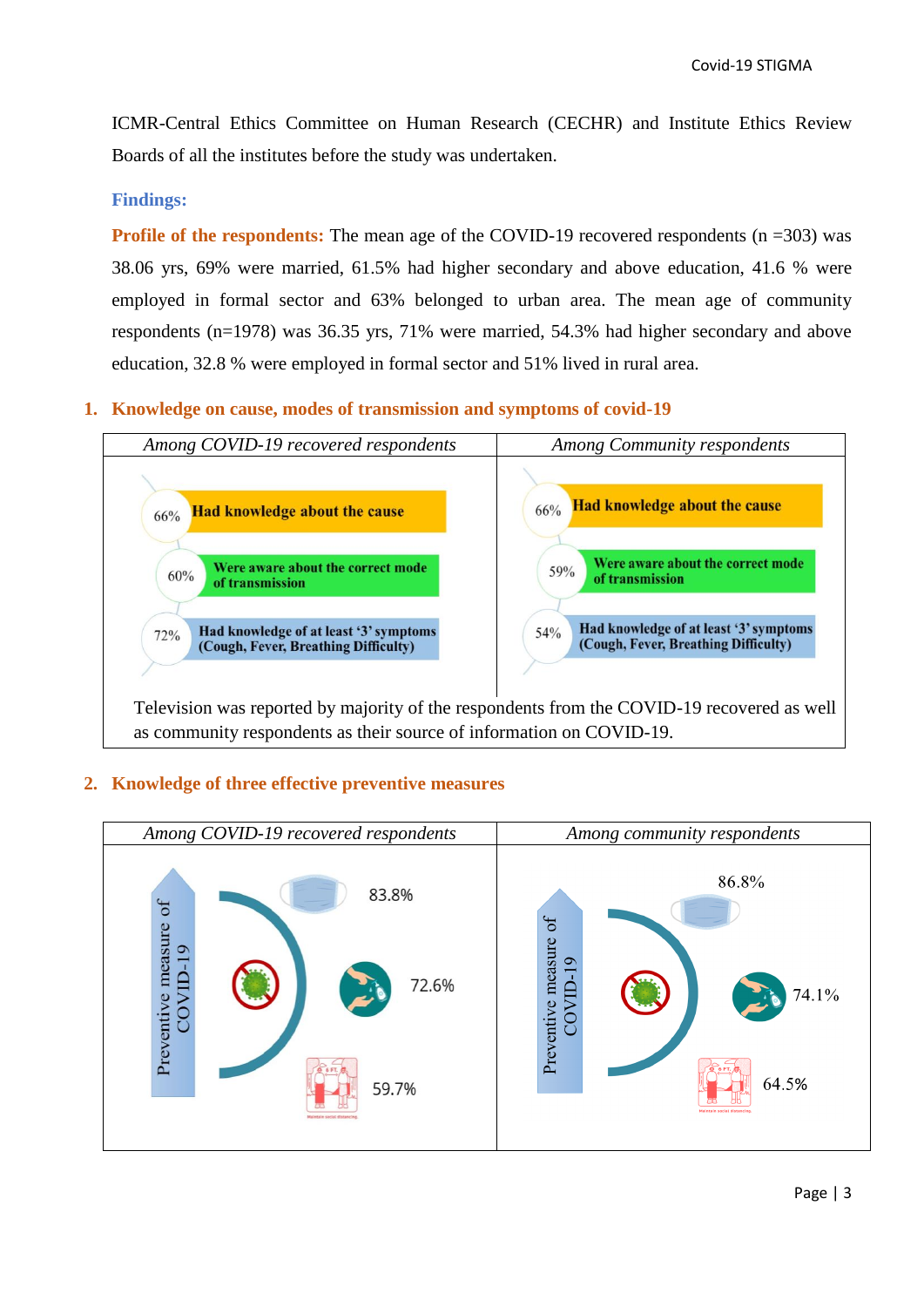ICMR-Central Ethics Committee on Human Research (CECHR) and Institute Ethics Review Boards of all the institutes before the study was undertaken.

## Findings:

**Profile of the respondents:** The mean age of the COVID-19 recovered respondents (n =303) was 38.06 yrs, 69% were married, 61.5% had higher secondary and above education, 41.6 % were employed in formal sector and 63% belonged to urban area. The mean age of community respondents (n=1978) was 36.35 yrs, 71% were married, 54.3% had higher secondary and above education, 32.8 % were employed in formal sector and 51% lived in rural area.

### 1. Knowledge on cause, modes of transmission and symptoms of covid-19

| *Among COVID-19 recovered respondents* | *Among Community respondents* |
|---|---|
| 66% Had knowledge about the cause | 66% Had knowledge about the cause |
| 60% Were aware about the correct mode of transmission | 59% Were aware about the correct mode of transmission |
| 72% Had knowledge of at least '3' symptoms (Cough, Fever, Breathing Difficulty) | 54% Had knowledge of at least '3' symptoms (Cough, Fever, Breathing Difficulty) |

Television was reported by majority of the respondents from the COVID-19 recovered as well as community respondents as their source of information on COVID-19.

### 2. Knowledge of three effective preventive measures

| Preventive measure of COVID-19 | *Among COVID-19 recovered respondents* | *Among community respondents* |
|---|---|---|
| Mask | 83.8% | 86.8% |
| Hand sanitization | 72.6% | 74.1% |
| Maintain social distancing | 59.7% | 64.5% |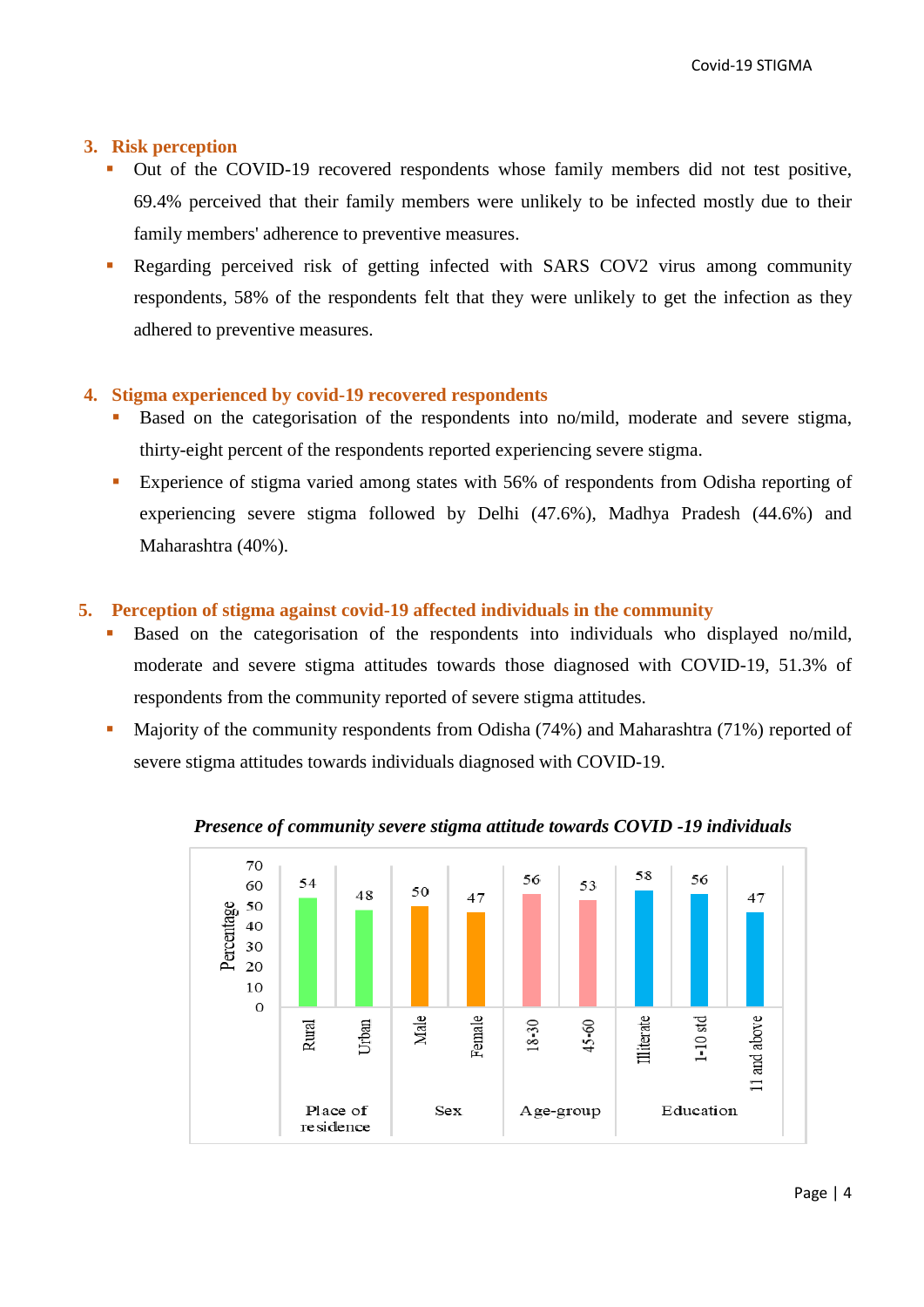## 3. Risk perception

- Out of the COVID-19 recovered respondents whose family members did not test positive, 69.4% perceived that their family members were unlikely to be infected mostly due to their family members' adherence to preventive measures.
- Regarding perceived risk of getting infected with SARS COV2 virus among community respondents, 58% of the respondents felt that they were unlikely to get the infection as they adhered to preventive measures.

## 4. Stigma experienced by covid-19 recovered respondents

- Based on the categorisation of the respondents into no/mild, moderate and severe stigma, thirty-eight percent of the respondents reported experiencing severe stigma.
- Experience of stigma varied among states with 56% of respondents from Odisha reporting of experiencing severe stigma followed by Delhi (47.6%), Madhya Pradesh (44.6%) and Maharashtra (40%).

## 5. Perception of stigma against covid-19 affected individuals in the community

- Based on the categorisation of the respondents into individuals who displayed no/mild, moderate and severe stigma attitudes towards those diagnosed with COVID-19, 51.3% of respondents from the community reported of severe stigma attitudes.
- Majority of the community respondents from Odisha (74%) and Maharashtra (71%) reported of severe stigma attitudes towards individuals diagnosed with COVID-19.

***Presence of community severe stigma attitude towards COVID -19 individuals***

| Category | Group | Percentage |
|---|---|---|
| Place of residence | Rural | 54 |
| | Urban | 48 |
| Sex | Male | 50 |
| | Female | 47 |
| Age-group | 18-30 | 56 |
| | 45-60 | 53 |
| Education | Illiterate | 58 |
| | 1-10 std | 56 |
| | 11 and above | 47 |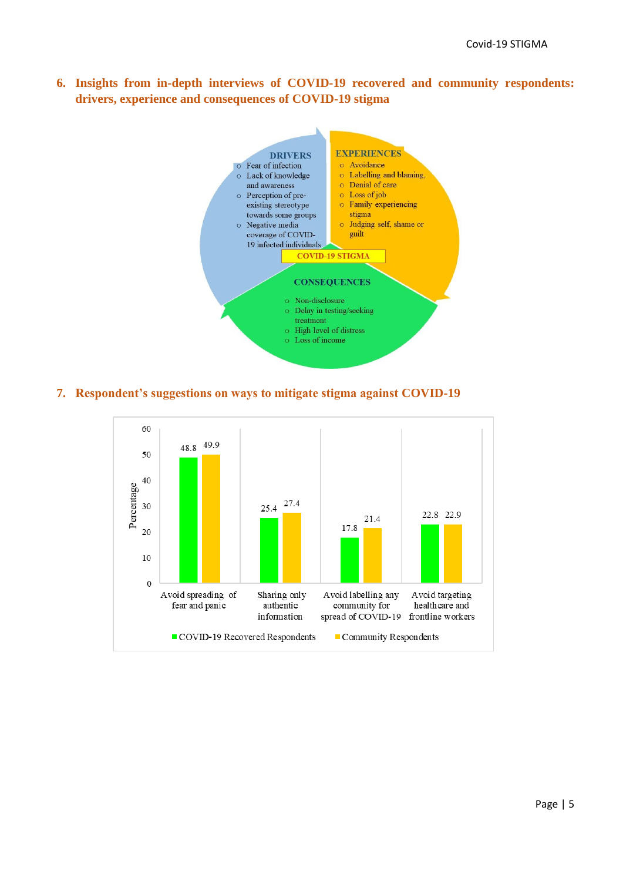## 6. Insights from in-depth interviews of COVID-19 recovered and community respondents: drivers, experience and consequences of COVID-19 stigma

**COVID-19 STIGMA**

**DRIVERS**
- Fear of infection
- Lack of knowledge and awareness
- Perception of pre-existing stereotype towards some groups
- Negative media coverage of COVID-19 infected individuals

**EXPERIENCES**
- Avoidance
- Labelling and blaming,
- Denial of care
- Loss of job
- Family experiencing stigma
- Judging self, shame or guilt

**CONSEQUENCES**
- Non-disclosure
- Delay in testing/seeking treatment
- High level of distress
- Loss of income

## 7. Respondent's suggestions on ways to mitigate stigma against COVID-19

| Suggestion | COVID-19 Recovered Respondents (%) | Community Respondents (%) |
| --- | --- | --- |
| Avoid spreading of fear and panic | 48.8 | 49.9 |
| Sharing only authentic information | 25.4 | 27.4 |
| Avoid labelling any community for spread of COVID-19 | 17.8 | 21.4 |
| Avoid targeting healthcare and frontline workers | 22.8 | 22.9 |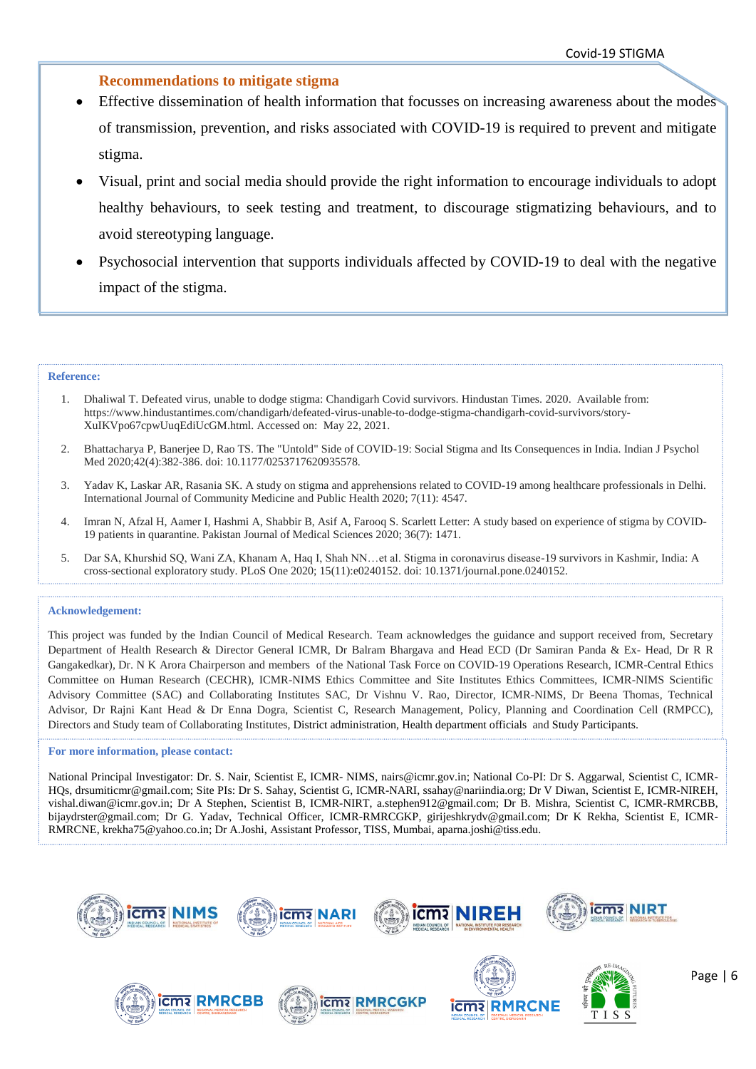## Recommendations to mitigate stigma

- Effective dissemination of health information that focusses on increasing awareness about the modes of transmission, prevention, and risks associated with COVID-19 is required to prevent and mitigate stigma.
- Visual, print and social media should provide the right information to encourage individuals to adopt healthy behaviours, to seek testing and treatment, to discourage stigmatizing behaviours, and to avoid stereotyping language.
- Psychosocial intervention that supports individuals affected by COVID-19 to deal with the negative impact of the stigma.

### Reference:

1. Dhaliwal T. Defeated virus, unable to dodge stigma: Chandigarh Covid survivors. Hindustan Times. 2020. Available from: https://www.hindustantimes.com/chandigarh/defeated-virus-unable-to-dodge-stigma-chandigarh-covid-survivors/story-XuIKVpo67cpwUuqEdiUcGM.html. Accessed on: May 22, 2021.
2. Bhattacharya P, Banerjee D, Rao TS. The "Untold" Side of COVID-19: Social Stigma and Its Consequences in India. Indian J Psychol Med 2020;42(4):382-386. doi: 10.1177/0253717620935578.
3. Yadav K, Laskar AR, Rasania SK. A study on stigma and apprehensions related to COVID-19 among healthcare professionals in Delhi. International Journal of Community Medicine and Public Health 2020; 7(11): 4547.
4. Imran N, Afzal H, Aamer I, Hashmi A, Shabbir B, Asif A, Farooq S. Scarlett Letter: A study based on experience of stigma by COVID-19 patients in quarantine. Pakistan Journal of Medical Sciences 2020; 36(7): 1471.
5. Dar SA, Khurshid SQ, Wani ZA, Khanam A, Haq I, Shah NN…et al. Stigma in coronavirus disease-19 survivors in Kashmir, India: A cross-sectional exploratory study. PLoS One 2020; 15(11):e0240152. doi: 10.1371/journal.pone.0240152.

### Acknowledgement:

This project was funded by the Indian Council of Medical Research. Team acknowledges the guidance and support received from, Secretary Department of Health Research & Director General ICMR, Dr Balram Bhargava and Head ECD (Dr Samiran Panda & Ex- Head, Dr R R Gangakedkar), Dr. N K Arora Chairperson and members of the National Task Force on COVID-19 Operations Research, ICMR-Central Ethics Committee on Human Research (CECHR), ICMR-NIMS Ethics Committee and Site Institutes Ethics Committees, ICMR-NIMS Scientific Advisory Committee (SAC) and Collaborating Institutes SAC, Dr Vishnu V. Rao, Director, ICMR-NIMS, Dr Beena Thomas, Technical Advisor, Dr Rajni Kant Head & Dr Enna Dogra, Scientist C, Research Management, Policy, Planning and Coordination Cell (RMPCC), Directors and Study team of Collaborating Institutes, District administration, Health department officials and Study Participants.

### For more information, please contact:

National Principal Investigator: Dr. S. Nair, Scientist E, ICMR- NIMS, nairs@icmr.gov.in; National Co-PI: Dr S. Aggarwal, Scientist C, ICMR-HQs, drsumiticmr@gmail.com; Site PIs: Dr S. Sahay, Scientist G, ICMR-NARI, ssahay@nariindia.org; Dr V Diwan, Scientist E, ICMR-NIREH, vishal.diwan@icmr.gov.in; Dr A Stephen, Scientist B, ICMR-NIRT, a.stephen912@gmail.com; Dr B. Mishra, Scientist C, ICMR-RMRCBB, bijaydrster@gmail.com; Dr G. Yadav, Technical Officer, ICMR-RMRCGKP, girijeshkrydv@gmail.com; Dr K Rekha, Scientist E, ICMR-RMRCNE, krekha75@yahoo.co.in; Dr A.Joshi, Assistant Professor, TISS, Mumbai, aparna.joshi@tiss.edu.